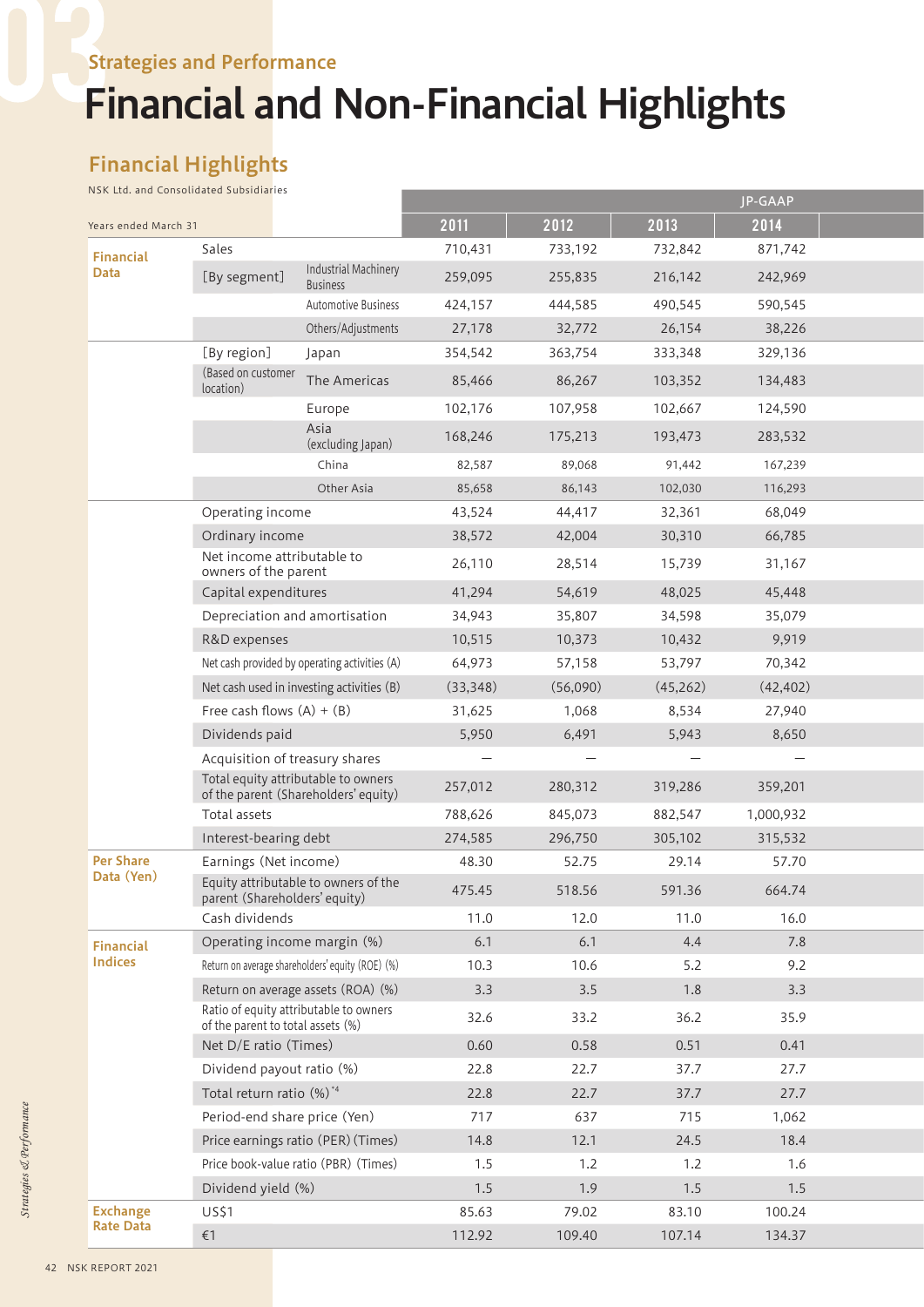Strategies and Performance

# Financial and Non-Financial Highlights

## Financial Highlights

NSK Ltd. and Consolidated Subsidiaries

| Years ended March 31 | | | 2011 | 2012 | 2013 | 2014 |
|---|---|---|---|---|---|---|
| | | | JP-GAAP | | | |
| **Financial Data** | Sales | | 710,431 | 733,192 | 732,842 | 871,742 |
| | [By segment] | Industrial Machinery Business | 259,095 | 255,835 | 216,142 | 242,969 |
| | | Automotive Business | 424,157 | 444,585 | 490,545 | 590,545 |
| | | Others/Adjustments | 27,178 | 32,772 | 26,154 | 38,226 |
| | [By region] | Japan | 354,542 | 363,754 | 333,348 | 329,136 |
| | (Based on customer location) | The Americas | 85,466 | 86,267 | 103,352 | 134,483 |
| | | Europe | 102,176 | 107,958 | 102,667 | 124,590 |
| | | Asia (excluding Japan) | 168,246 | 175,213 | 193,473 | 283,532 |
| | | China | 82,587 | 89,068 | 91,442 | 167,239 |
| | | Other Asia | 85,658 | 86,143 | 102,030 | 116,293 |
| | Operating income | | 43,524 | 44,417 | 32,361 | 68,049 |
| | Ordinary income | | 38,572 | 42,004 | 30,310 | 66,785 |
| | Net income attributable to owners of the parent | | 26,110 | 28,514 | 15,739 | 31,167 |
| | Capital expenditures | | 41,294 | 54,619 | 48,025 | 45,448 |
| | Depreciation and amortisation | | 34,943 | 35,807 | 34,598 | 35,079 |
| | R&D expenses | | 10,515 | 10,373 | 10,432 | 9,919 |
| | Net cash provided by operating activities (A) | | 64,973 | 57,158 | 53,797 | 70,342 |
| | Net cash used in investing activities (B) | | (33,348) | (56,090) | (45,262) | (42,402) |
| | Free cash flows (A) + (B) | | 31,625 | 1,068 | 8,534 | 27,940 |
| | Dividends paid | | 5,950 | 6,491 | 5,943 | 8,650 |
| | Acquisition of treasury shares | | — | — | — | — |
| | Total equity attributable to owners of the parent (Shareholders' equity) | | 257,012 | 280,312 | 319,286 | 359,201 |
| | Total assets | | 788,626 | 845,073 | 882,547 | 1,000,932 |
| | Interest-bearing debt | | 274,585 | 296,750 | 305,102 | 315,532 |
| **Per Share Data (Yen)** | Earnings (Net income) | | 48.30 | 52.75 | 29.14 | 57.70 |
| | Equity attributable to owners of the parent (Shareholders' equity) | | 475.45 | 518.56 | 591.36 | 664.74 |
| | Cash dividends | | 11.0 | 12.0 | 11.0 | 16.0 |
| **Financial Indices** | Operating income margin (%) | | 6.1 | 6.1 | 4.4 | 7.8 |
| | Return on average shareholders' equity (ROE) (%) | | 10.3 | 10.6 | 5.2 | 9.2 |
| | Return on average assets (ROA) (%) | | 3.3 | 3.5 | 1.8 | 3.3 |
| | Ratio of equity attributable to owners of the parent to total assets (%) | | 32.6 | 33.2 | 36.2 | 35.9 |
| | Net D/E ratio (Times) | | 0.60 | 0.58 | 0.51 | 0.41 |
| | Dividend payout ratio (%) | | 22.8 | 22.7 | 37.7 | 27.7 |
| | Total return ratio (%)*4 | | 22.8 | 22.7 | 37.7 | 27.7 |
| | Period-end share price (Yen) | | 717 | 637 | 715 | 1,062 |
| | Price earnings ratio (PER) (Times) | | 14.8 | 12.1 | 24.5 | 18.4 |
| | Price book-value ratio (PBR) (Times) | | 1.5 | 1.2 | 1.2 | 1.6 |
| | Dividend yield (%) | | 1.5 | 1.9 | 1.5 | 1.5 |
| **Exchange Rate Data** | US$1 | | 85.63 | 79.02 | 83.10 | 100.24 |
| | €1 | | 112.92 | 109.40 | 107.14 | 134.37 |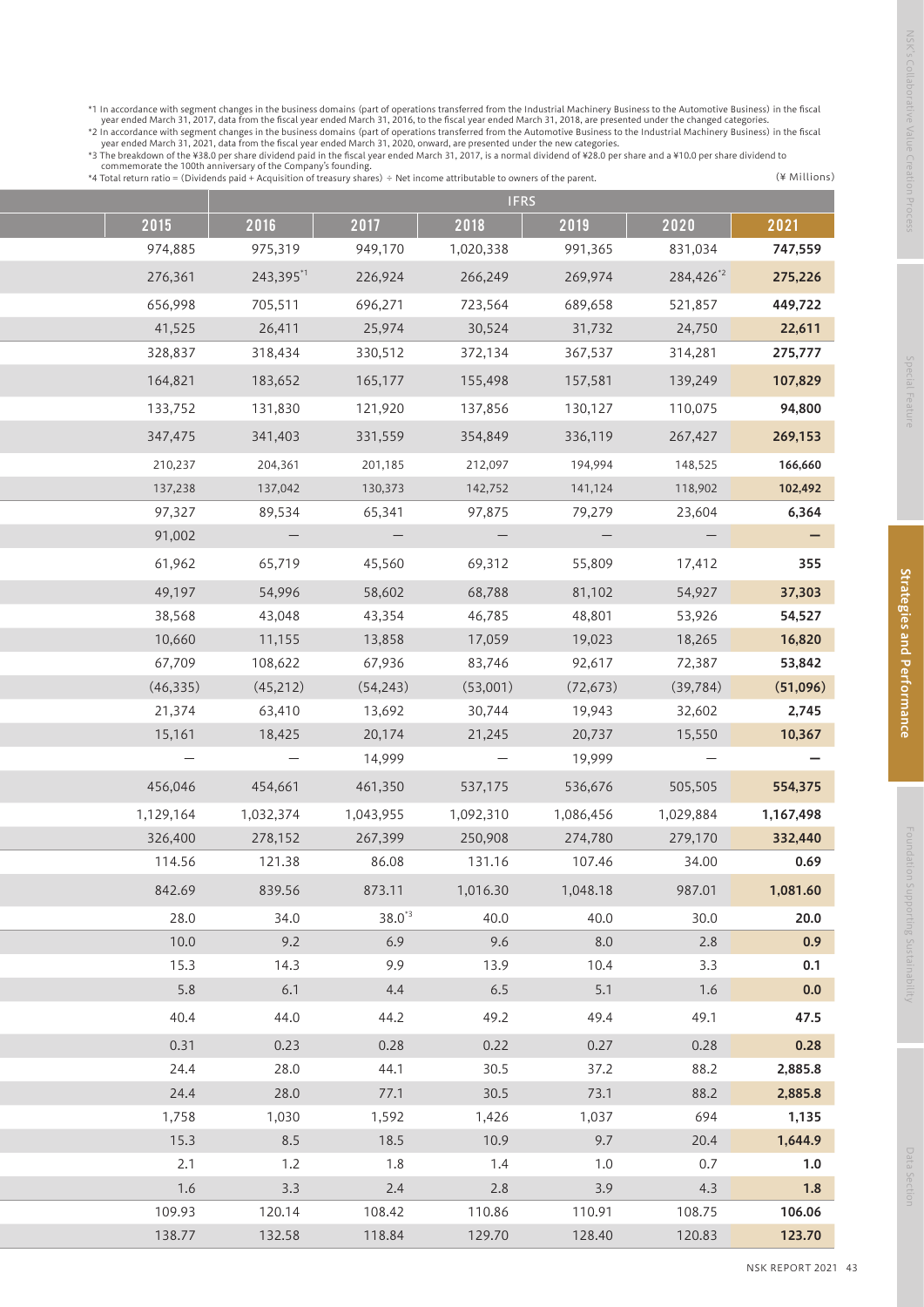*1 In accordance with segment changes in the business domains (part of operations transferred from the Industrial Machinery Business to the Automotive Business) in the fiscal year ended March 31, 2017, data from the fiscal year ended March 31, 2016, to the fiscal year ended March 31, 2018, are presented under the changed categories.
*2 In accordance with segment changes in the business domains (part of operations transferred from the Automotive Business to the Industrial Machinery Business) in the fiscal year ended March 31, 2021, data from the fiscal year ended March 31, 2020, onward, are presented under the new categories.
*3 The breakdown of the ¥38.0 per share dividend paid in the fiscal year ended March 31, 2017, is a normal dividend of ¥28.0 per share and a ¥10.0 per share dividend to commemorate the 100th anniversary of the Company's founding.
*4 Total return ratio = (Dividends paid + Acquisition of treasury shares) ÷ Net income attributable to owners of the parent.

(¥ Millions)

| | IFRS | | | | | | |
|---|---|---|---|---|---|---|---|
| 2015 | 2016 | 2017 | 2018 | 2019 | 2020 | 2021 |
| 974,885 | 975,319 | 949,170 | 1,020,338 | 991,365 | 831,034 | **747,559** |
| 276,361 | 243,395*1 | 226,924 | 266,249 | 269,974 | 284,426*2 | **275,226** |
| 656,998 | 705,511 | 696,271 | 723,564 | 689,658 | 521,857 | **449,722** |
| 41,525 | 26,411 | 25,974 | 30,524 | 31,732 | 24,750 | **22,611** |
| 328,837 | 318,434 | 330,512 | 372,134 | 367,537 | 314,281 | **275,777** |
| 164,821 | 183,652 | 165,177 | 155,498 | 157,581 | 139,249 | **107,829** |
| 133,752 | 131,830 | 121,920 | 137,856 | 130,127 | 110,075 | **94,800** |
| 347,475 | 341,403 | 331,559 | 354,849 | 336,119 | 267,427 | **269,153** |
| 210,237 | 204,361 | 201,185 | 212,097 | 194,994 | 148,525 | **166,660** |
| 137,238 | 137,042 | 130,373 | 142,752 | 141,124 | 118,902 | **102,492** |
| 97,327 | 89,534 | 65,341 | 97,875 | 79,279 | 23,604 | **6,364** |
| 91,002 | — | — | — | — | — | **—** |
| 61,962 | 65,719 | 45,560 | 69,312 | 55,809 | 17,412 | **355** |
| 49,197 | 54,996 | 58,602 | 68,788 | 81,102 | 54,927 | **37,303** |
| 38,568 | 43,048 | 43,354 | 46,785 | 48,801 | 53,926 | **54,527** |
| 10,660 | 11,155 | 13,858 | 17,059 | 19,023 | 18,265 | **16,820** |
| 67,709 | 108,622 | 67,936 | 83,746 | 92,617 | 72,387 | **53,842** |
| (46,335) | (45,212) | (54,243) | (53,001) | (72,673) | (39,784) | **(51,096)** |
| 21,374 | 63,410 | 13,692 | 30,744 | 19,943 | 32,602 | **2,745** |
| 15,161 | 18,425 | 20,174 | 21,245 | 20,737 | 15,550 | **10,367** |
| — | — | 14,999 | — | 19,999 | — | **—** |
| 456,046 | 454,661 | 461,350 | 537,175 | 536,676 | 505,505 | **554,375** |
| 1,129,164 | 1,032,374 | 1,043,955 | 1,092,310 | 1,086,456 | 1,029,884 | **1,167,498** |
| 326,400 | 278,152 | 267,399 | 250,908 | 274,780 | 279,170 | **332,440** |
| 114.56 | 121.38 | 86.08 | 131.16 | 107.46 | 34.00 | **0.69** |
| 842.69 | 839.56 | 873.11 | 1,016.30 | 1,048.18 | 987.01 | **1,081.60** |
| 28.0 | 34.0 | 38.0*3 | 40.0 | 40.0 | 30.0 | **20.0** |
| 10.0 | 9.2 | 6.9 | 9.6 | 8.0 | 2.8 | **0.9** |
| 15.3 | 14.3 | 9.9 | 13.9 | 10.4 | 3.3 | **0.1** |
| 5.8 | 6.1 | 4.4 | 6.5 | 5.1 | 1.6 | **0.0** |
| 40.4 | 44.0 | 44.2 | 49.2 | 49.4 | 49.1 | **47.5** |
| 0.31 | 0.23 | 0.28 | 0.22 | 0.27 | 0.28 | **0.28** |
| 24.4 | 28.0 | 44.1 | 30.5 | 37.2 | 88.2 | **2,885.8** |
| 24.4 | 28.0 | 77.1 | 30.5 | 73.1 | 88.2 | **2,885.8** |
| 1,758 | 1,030 | 1,592 | 1,426 | 1,037 | 694 | **1,135** |
| 15.3 | 8.5 | 18.5 | 10.9 | 9.7 | 20.4 | **1,644.9** |
| 2.1 | 1.2 | 1.8 | 1.4 | 1.0 | 0.7 | **1.0** |
| 1.6 | 3.3 | 2.4 | 2.8 | 3.9 | 4.3 | **1.8** |
| 109.93 | 120.14 | 108.42 | 110.86 | 110.91 | 108.75 | **106.06** |
| 138.77 | 132.58 | 118.84 | 129.70 | 128.40 | 120.83 | **123.70** |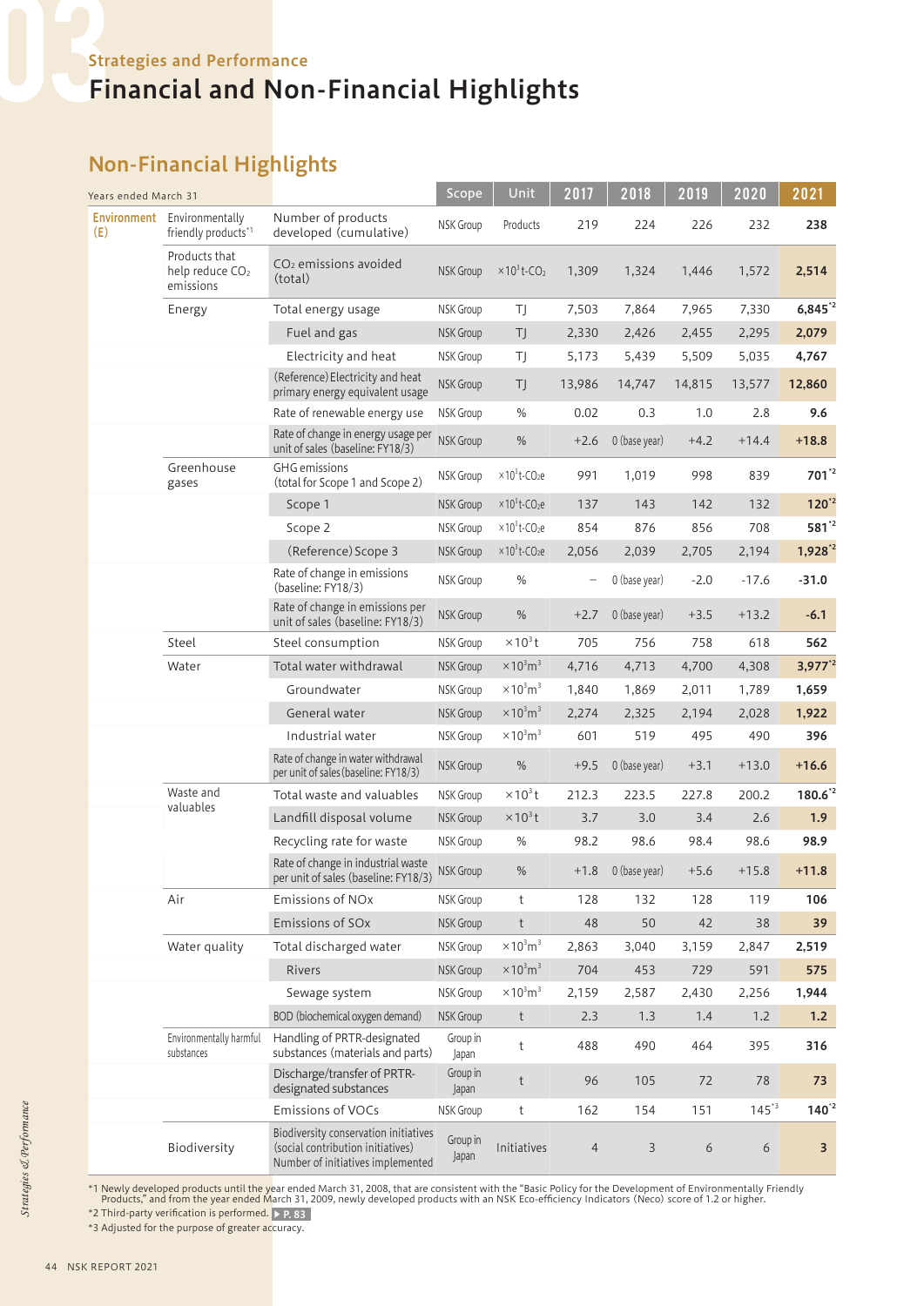## Strategies and Performance

# Financial and Non-Financial Highlights

## Non-Financial Highlights

| Years ended March 31 | | | Scope | Unit | 2017 | 2018 | 2019 | 2020 | 2021 |
|---|---|---|---|---|---|---|---|---|---|
| **Environment (E)** | Environmentally friendly products[*1] | Number of products developed (cumulative) | NSK Group | Products | 219 | 224 | 226 | 232 | **238** |
| | Products that help reduce $CO_2$ emissions | $CO_2$ emissions avoided (total) | NSK Group | $\times 10^3$t-$CO_2$ | 1,309 | 1,324 | 1,446 | 1,572 | **2,514** |
| | Energy | Total energy usage | NSK Group | TJ | 7,503 | 7,864 | 7,965 | 7,330 | **6,845**[*2] |
| | | Fuel and gas | NSK Group | TJ | 2,330 | 2,426 | 2,455 | 2,295 | **2,079** |
| | | Electricity and heat | NSK Group | TJ | 5,173 | 5,439 | 5,509 | 5,035 | **4,767** |
| | | (Reference) Electricity and heat primary energy equivalent usage | NSK Group | TJ | 13,986 | 14,747 | 14,815 | 13,577 | **12,860** |
| | | Rate of renewable energy use | NSK Group | % | 0.02 | 0.3 | 1.0 | 2.8 | **9.6** |
| | | Rate of change in energy usage per unit of sales (baseline: FY18/3) | NSK Group | % | +2.6 | 0 (base year) | +4.2 | +14.4 | **+18.8** |
| | Greenhouse gases | GHG emissions (total for Scope 1 and Scope 2) | NSK Group | $\times 10^3$t-$CO_2$e | 991 | 1,019 | 998 | 839 | **701**[*2] |
| | | Scope 1 | NSK Group | $\times 10^3$t-$CO_2$e | 137 | 143 | 142 | 132 | **120**[*2] |
| | | Scope 2 | NSK Group | $\times 10^3$t-$CO_2$e | 854 | 876 | 856 | 708 | **581**[*2] |
| | | (Reference) Scope 3 | NSK Group | $\times 10^3$t-$CO_2$e | 2,056 | 2,039 | 2,705 | 2,194 | **1,928**[*2] |
| | | Rate of change in emissions (baseline: FY18/3) | NSK Group | % | – | 0 (base year) | -2.0 | -17.6 | **-31.0** |
| | | Rate of change in emissions per unit of sales (baseline: FY18/3) | NSK Group | % | +2.7 | 0 (base year) | +3.5 | +13.2 | **-6.1** |
| | Steel | Steel consumption | NSK Group | $\times 10^3$t | 705 | 756 | 758 | 618 | **562** |
| | Water | Total water withdrawal | NSK Group | $\times 10^3 m^3$ | 4,716 | 4,713 | 4,700 | 4,308 | **3,977**[*2] |
| | | Groundwater | NSK Group | $\times 10^3 m^3$ | 1,840 | 1,869 | 2,011 | 1,789 | **1,659** |
| | | General water | NSK Group | $\times 10^3 m^3$ | 2,274 | 2,325 | 2,194 | 2,028 | **1,922** |
| | | Industrial water | NSK Group | $\times 10^3 m^3$ | 601 | 519 | 495 | 490 | **396** |
| | | Rate of change in water withdrawal per unit of sales (baseline: FY18/3) | NSK Group | % | +9.5 | 0 (base year) | +3.1 | +13.0 | **+16.6** |
| | Waste and valuables | Total waste and valuables | NSK Group | $\times 10^3$t | 212.3 | 223.5 | 227.8 | 200.2 | **180.6**[*2] |
| | | Landfill disposal volume | NSK Group | $\times 10^3$t | 3.7 | 3.0 | 3.4 | 2.6 | **1.9** |
| | | Recycling rate for waste | NSK Group | % | 98.2 | 98.6 | 98.4 | 98.6 | **98.9** |
| | | Rate of change in industrial waste per unit of sales (baseline: FY18/3) | NSK Group | % | +1.8 | 0 (base year) | +5.6 | +15.8 | **+11.8** |
| | Air | Emissions of NOx | NSK Group | t | 128 | 132 | 128 | 119 | **106** |
| | | Emissions of SOx | NSK Group | t | 48 | 50 | 42 | 38 | **39** |
| | Water quality | Total discharged water | NSK Group | $\times 10^3 m^3$ | 2,863 | 3,040 | 3,159 | 2,847 | **2,519** |
| | | Rivers | NSK Group | $\times 10^3 m^3$ | 704 | 453 | 729 | 591 | **575** |
| | | Sewage system | NSK Group | $\times 10^3 m^3$ | 2,159 | 2,587 | 2,430 | 2,256 | **1,944** |
| | | BOD (biochemical oxygen demand) | NSK Group | t | 2.3 | 1.3 | 1.4 | 1.2 | **1.2** |
| | Environmentally harmful substances | Handling of PRTR-designated substances (materials and parts) | Group in Japan | t | 488 | 490 | 464 | 395 | **316** |
| | | Discharge/transfer of PRTR-designated substances | Group in Japan | t | 96 | 105 | 72 | 78 | **73** |
| | | Emissions of VOCs | NSK Group | t | 162 | 154 | 151 | 145[*3] | **140**[*2] |
| | Biodiversity | Biodiversity conservation initiatives (social contribution initiatives) Number of initiatives implemented | Group in Japan | Initiatives | 4 | 3 | 6 | 6 | **3** |

*1 Newly developed products until the year ended March 31, 2008, that are consistent with the "Basic Policy for the Development of Environmentally Friendly Products," and from the year ended March 31, 2009, newly developed products with an NSK Eco-efficiency Indicators (Neco) score of 1.2 or higher.

*2 Third-party verification is performed. ▶ P. 83

*3 Adjusted for the purpose of greater accuracy.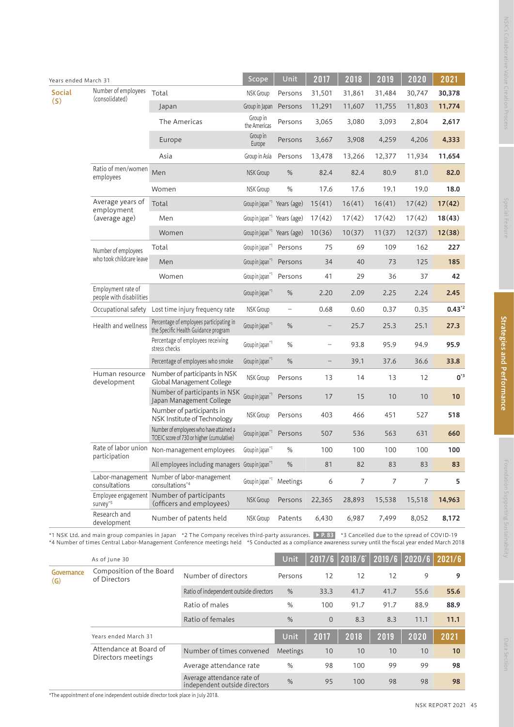| Years ended March 31 | | | Scope | Unit | 2017 | 2018 | 2019 | 2020 | 2021 |
|---|---|---|---|---|---|---|---|---|---|
| Social (S) | Number of employees (consolidated) | Total | NSK Group | Persons | 31,501 | 31,861 | 31,484 | 30,747 | **30,378** |
| | | Japan | Group in Japan | Persons | 11,291 | 11,607 | 11,755 | 11,803 | **11,774** |
| | | The Americas | Group in the Americas | Persons | 3,065 | 3,080 | 3,093 | 2,804 | **2,617** |
| | | Europe | Group in Europe | Persons | 3,667 | 3,908 | 4,259 | 4,206 | **4,333** |
| | | Asia | Group in Asia | Persons | 13,478 | 13,266 | 12,377 | 11,934 | **11,654** |
| | Ratio of men/women employees | Men | NSK Group | % | 82.4 | 82.4 | 80.9 | 81.0 | **82.0** |
| | | Women | NSK Group | % | 17.6 | 17.6 | 19.1 | 19.0 | **18.0** |
| | Average years of employment (average age) | Total | Group in Japan*1 | Years (age) | 15(41) | 16(41) | 16(41) | 17(42) | **17(42)** |
| | | Men | Group in Japan*1 | Years (age) | 17(42) | 17(42) | 17(42) | 17(42) | **18(43)** |
| | | Women | Group in Japan*1 | Years (age) | 10(36) | 10(37) | 11(37) | 12(37) | **12(38)** |
| | Number of employees who took childcare leave | Total | Group in Japan*1 | Persons | 75 | 69 | 109 | 162 | **227** |
| | | Men | Group in Japan*1 | Persons | 34 | 40 | 73 | 125 | **185** |
| | | Women | Group in Japan*1 | Persons | 41 | 29 | 36 | 37 | **42** |
| | Employment rate of people with disabilities | | Group in Japan*1 | % | 2.20 | 2.09 | 2.25 | 2.24 | **2.45** |
| | Occupational safety | Lost time injury frequency rate | NSK Group | – | 0.68 | 0.60 | 0.37 | 0.35 | **0.43*2** |
| | Health and wellness | Percentage of employees participating in the Specific Health Guidance program | Group in Japan*1 | % | – | 25.7 | 25.3 | 25.1 | **27.3** |
| | | Percentage of employees receiving stress checks | Group in Japan*1 | % | – | 93.8 | 95.9 | 94.9 | **95.9** |
| | | Percentage of employees who smoke | Group in Japan*1 | % | – | 39.1 | 37.6 | 36.6 | **33.8** |
| | Human resource development | Number of participants in NSK Global Management College | NSK Group | Persons | 13 | 14 | 13 | 12 | **0*3** |
| | | Number of participants in NSK Japan Management College | Group in Japan*1 | Persons | 17 | 15 | 10 | 10 | **10** |
| | | Number of participants in NSK Institute of Technology | NSK Group | Persons | 403 | 466 | 451 | 527 | **518** |
| | | Number of employees who have attained a TOEIC score of 730 or higher (cumulative) | Group in Japan*1 | Persons | 507 | 536 | 563 | 631 | **660** |
| | Rate of labor union participation | Non-management employees | Group in Japan*1 | % | 100 | 100 | 100 | 100 | **100** |
| | | All employees including managers | Group in Japan*1 | % | 81 | 82 | 83 | 83 | **83** |
| | Labor-management consultations | Number of labor-management consultations*4 | Group in Japan*1 | Meetings | 6 | 7 | 7 | 7 | **5** |
| | Employee engagement survey*5 | Number of participants (officers and employees) | NSK Group | Persons | 22,365 | 28,893 | 15,538 | 15,518 | **14,963** |
| | Research and development | Number of patents held | NSK Group | Patents | 6,430 | 6,987 | 7,499 | 8,052 | **8,172** |

*1 NSK Ltd. and main group companies in Japan *2 The Company receives third-party assurances. ▶ P. 83 *3 Cancelled due to the spread of COVID-19
*4 Number of times Central Labor-Management Conference meetings held *5 Conducted as a compliance awareness survey until the fiscal year ended March 2018

| | As of June 30 | | Unit | 2017/6 | 2018/6* | 2019/6 | 2020/6 | 2021/6 |
|---|---|---|---|---|---|---|---|---|
| Governance (G) | Composition of the Board of Directors | Number of directors | Persons | 12 | 12 | 12 | 9 | **9** |
| | | Ratio of independent outside directors | % | 33.3 | 41.7 | 41.7 | 55.6 | **55.6** |
| | | Ratio of males | % | 100 | 91.7 | 91.7 | 88.9 | **88.9** |
| | | Ratio of females | % | 0 | 8.3 | 8.3 | 11.1 | **11.1** |
| | Years ended March 31 | | Unit | 2017 | 2018 | 2019 | 2020 | 2021 |
| | Attendance at Board of Directors meetings | Number of times convened | Meetings | 10 | 10 | 10 | 10 | **10** |
| | | Average attendance rate | % | 98 | 100 | 99 | 99 | **98** |
| | | Average attendance rate of independent outside directors | % | 95 | 100 | 98 | 98 | **98** |

*The appointment of one independent outside director took place in July 2018.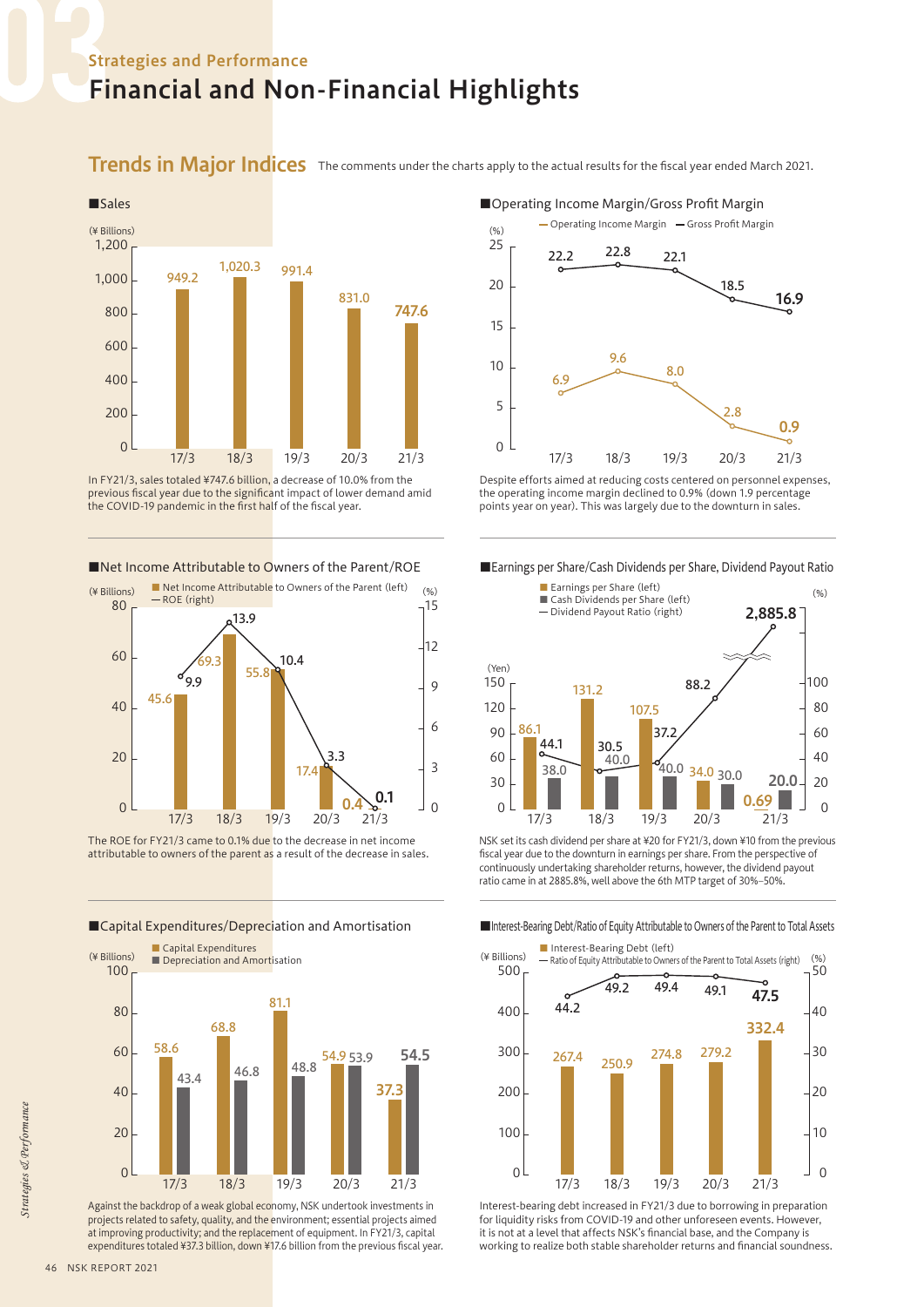## Strategies and Performance

# Financial and Non-Financial Highlights

## Trends in Major Indices

The comments under the charts apply to the actual results for the fiscal year ended March 2021.

### ■Sales

(¥ Billions)

| | 17/3 | 18/3 | 19/3 | 20/3 | 21/3 |
|---|---|---|---|---|---|
| Sales | 949.2 | 1,020.3 | 991.4 | 831.0 | 747.6 |

In FY21/3, sales totaled ¥747.6 billion, a decrease of 10.0% from the previous fiscal year due to the significant impact of lower demand amid the COVID-19 pandemic in the first half of the fiscal year.

### ■Operating Income Margin/Gross Profit Margin

(%)

| | 17/3 | 18/3 | 19/3 | 20/3 | 21/3 |
|---|---|---|---|---|---|
| Operating Income Margin | 6.9 | 9.6 | 8.0 | 2.8 | 0.9 |
| Gross Profit Margin | 22.2 | 22.8 | 22.1 | 18.5 | 16.9 |

Despite efforts aimed at reducing costs centered on personnel expenses, the operating income margin declined to 0.9% (down 1.9 percentage points year on year). This was largely due to the downturn in sales.

### ■Net Income Attributable to Owners of the Parent/ROE

| | 17/3 | 18/3 | 19/3 | 20/3 | 21/3 |
|---|---|---|---|---|---|
| Net Income Attributable to Owners of the Parent (left) (¥ Billions) | 45.6 | 69.3 | 55.8 | 17.4 | 0.4 |
| ROE (right) (%) | 9.9 | 13.9 | 10.4 | 3.3 | 0.1 |

The ROE for FY21/3 came to 0.1% due to the decrease in net income attributable to owners of the parent as a result of the decrease in sales.

### ■Earnings per Share/Cash Dividends per Share, Dividend Payout Ratio

| | 17/3 | 18/3 | 19/3 | 20/3 | 21/3 |
|---|---|---|---|---|---|
| Earnings per Share (left) (Yen) | 86.1 | 131.2 | 107.5 | 34.0 | 0.69 |
| Cash Dividends per Share (left) (Yen) | 38.0 | 40.0 | 40.0 | 40.0 | 20.0 |
| Dividend Payout Ratio (right) (%) | 44.1 | 30.5 | 37.2 | 88.2 | 2,885.8 |

NSK set its cash dividend per share at ¥20 for FY21/3, down ¥10 from the previous fiscal year due to the downturn in earnings per share. From the perspective of continuously undertaking shareholder returns, however, the dividend payout ratio came in at 2885.8%, well above the 6th MTP target of 30%–50%.

### ■Capital Expenditures/Depreciation and Amortisation

(¥ Billions)

| | 17/3 | 18/3 | 19/3 | 20/3 | 21/3 |
|---|---|---|---|---|---|
| Capital Expenditures | 58.6 | 68.8 | 81.1 | 54.9 | 37.3 |
| Depreciation and Amortisation | 43.4 | 46.8 | 48.8 | 53.9 | 54.5 |

Against the backdrop of a weak global economy, NSK undertook investments in projects related to safety, quality, and the environment; essential projects aimed at improving productivity; and the replacement of equipment. In FY21/3, capital expenditures totaled ¥37.3 billion, down ¥17.6 billion from the previous fiscal year.

### ■Interest-Bearing Debt/Ratio of Equity Attributable to Owners of the Parent to Total Assets

| | 17/3 | 18/3 | 19/3 | 20/3 | 21/3 |
|---|---|---|---|---|---|
| Interest-Bearing Debt (left) (¥ Billions) | 267.4 | 250.9 | 274.8 | 279.2 | 332.4 |
| Ratio of Equity Attributable to Owners of the Parent to Total Assets (right) (%) | 44.2 | 49.2 | 49.4 | 49.1 | 47.5 |

Interest-bearing debt increased in FY21/3 due to borrowing in preparation for liquidity risks from COVID-19 and other unforeseen events. However, it is not at a level that affects NSK's financial base, and the Company is working to realize both stable shareholder returns and financial soundness.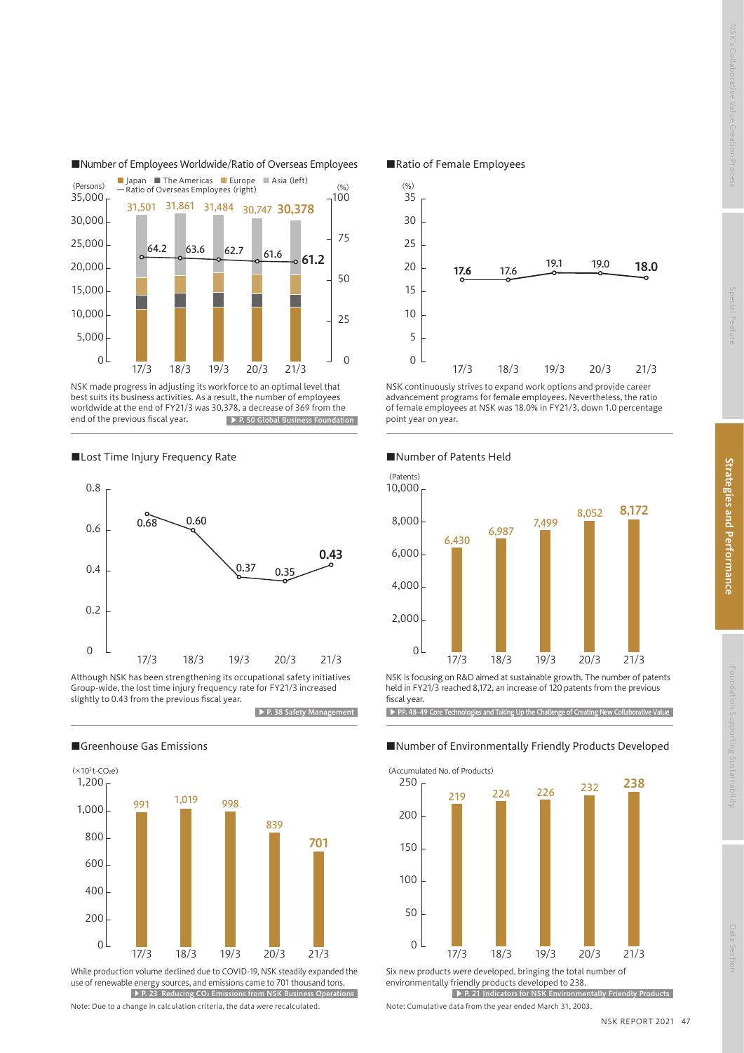## ■Number of Employees Worldwide/Ratio of Overseas Employees

■ Japan ■ The Americas ■ Europe ■ Asia (left)
— Ratio of Overseas Employees (right)

(Persons)
35,000
30,000
25,000
20,000
15,000
10,000
5,000
0

(%)
100
75
50
25
0

31,501 31,861 31,484 30,747 **30,378**

64.2 63.6 62.7 61.6 **61.2**

17/3 18/3 19/3 20/3 21/3

NSK made progress in adjusting its workforce to an optimal level that best suits its business activities. As a result, the number of employees worldwide at the end of FY21/3 was 30,378, a decrease of 369 from the end of the previous fiscal year.

▶ P. 50 Global Business Foundation

## ■Ratio of Female Employees

(%)
35
30
25
20
15
10
5
0

**17.6** 17.6 19.1 19.0 **18.0**

17/3 18/3 19/3 20/3 21/3

NSK continuously strives to expand work options and provide career advancement programs for female employees. Nevertheless, the ratio of female employees at NSK was 18.0% in FY21/3, down 1.0 percentage point year on year.

## ■Lost Time Injury Frequency Rate

0.8
0.6
0.4
0.2
0

0.68 0.60 0.37 0.35 **0.43**

17/3 18/3 19/3 20/3 21/3

Although NSK has been strengthening its occupational safety initiatives Group-wide, the lost time injury frequency rate for FY21/3 increased slightly to 0.43 from the previous fiscal year.

▶ P. 38 Safety Management

## ■Number of Patents Held

(Patents)
10,000
8,000
6,000
4,000
2,000
0

6,430 6,987 7,499 8,052 **8,172**

17/3 18/3 19/3 20/3 21/3

NSK is focusing on R&D aimed at sustainable growth. The number of patents held in FY21/3 reached 8,172, an increase of 120 patents from the previous fiscal year.

▶ PP. 48–49 Core Technologies and Taking Up the Challenge of Creating New Collaborative Value

## ■Greenhouse Gas Emissions

($\times10^3$ t-$CO_2$e)
1,200
1,000
800
600
400
200
0

991 1,019 998 839 **701**

17/3 18/3 19/3 20/3 21/3

While production volume declined due to COVID-19, NSK steadily expanded the use of renewable energy sources, and emissions came to 701 thousand tons.

▶ P. 23 Reducing $CO_2$ Emissions from NSK Business Operations

Note: Due to a change in calculation criteria, the data were recalculated.

## ■Number of Environmentally Friendly Products Developed

(Accumulated No. of Products)
250
200
150
100
50
0

219 224 226 232 **238**

17/3 18/3 19/3 20/3 21/3

Six new products were developed, bringing the total number of environmentally friendly products developed to 238.

▶ P. 21 Indicators for NSK Environmentally Friendly Products

Note: Cumulative data from the year ended March 31, 2003.